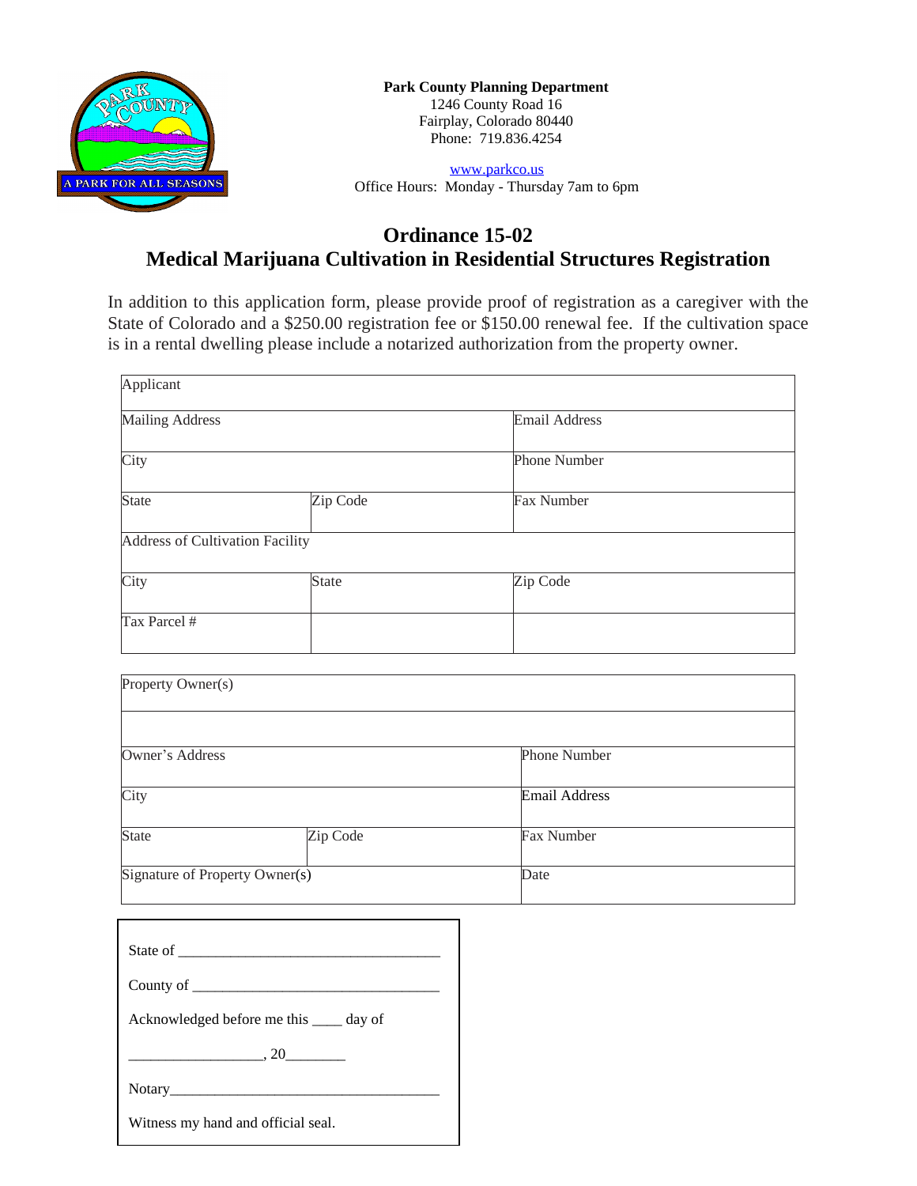**Park County Planning Department**
1246 County Road 16
Fairplay, Colorado 80440
Phone: 719.836.4254

www.parkco.us
Office Hours: Monday - Thursday 7am to 6pm

# Ordinance 15-02
## Medical Marijuana Cultivation in Residential Structures Registration

In addition to this application form, please provide proof of registration as a caregiver with the State of Colorado and a $250.00 registration fee or $150.00 renewal fee. If the cultivation space is in a rental dwelling please include a notarized authorization from the property owner.

| | | |
|---|---|---|
| Applicant | | |
| Mailing Address | | Email Address |
| City | | Phone Number |
| State | Zip Code | Fax Number |
| Address of Cultivation Facility | | |
| City | State | Zip Code |
| Tax Parcel # | | |

| | | |
|---|---|---|
| Property Owner(s) | | |
| | | |
| Owner's Address | | Phone Number |
| City | | Email Address |
| State | Zip Code | Fax Number |
| Signature of Property Owner(s) | | Date |

State of ___________________________________

County of _________________________________

Acknowledged before me this ____ day of

_________________, 20________

Notary____________________________________

Witness my hand and official seal.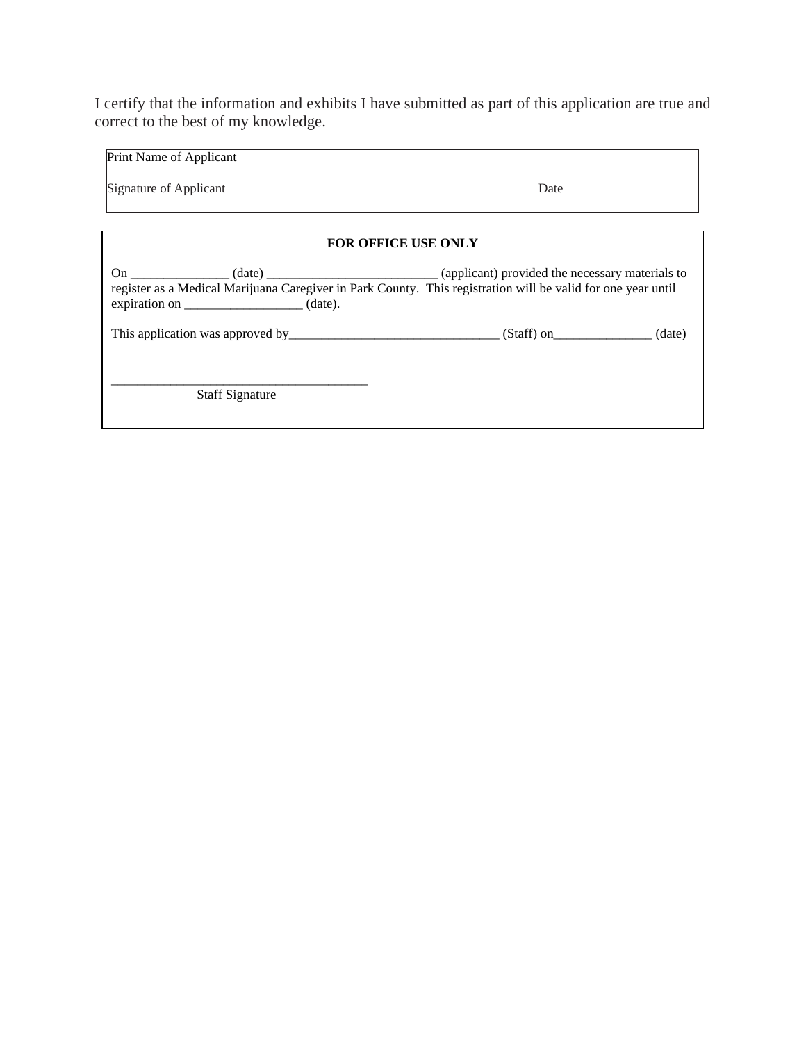I certify that the information and exhibits I have submitted as part of this application are true and correct to the best of my knowledge.

| | |
|---|---|
| Print Name of Applicant | |
| Signature of Applicant | Date |

**FOR OFFICE USE ONLY**

On _______________ (date) __________________________ (applicant) provided the necessary materials to register as a Medical Marijuana Caregiver in Park County. This registration will be valid for one year until expiration on __________________ (date).

This application was approved by________________________________ (Staff) on_______________ (date)

_______________________________________

Staff Signature